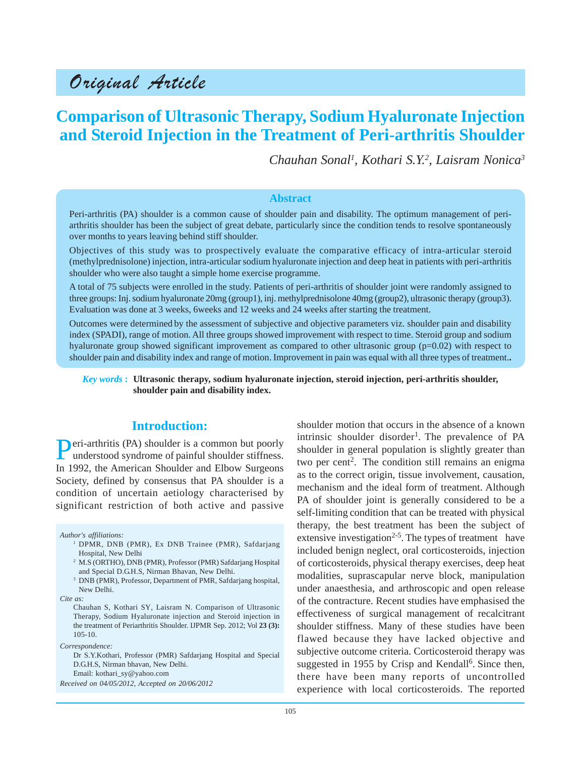# Original Article

# Comparison of Ultrasonic Therapy, Sodium Hyaluronate Injection and Steroid Injection in the Treatment of Peri-arthritis Shoulder

*Chauhan Sonal[1], Kothari S.Y.[2], Laisram Nonica[3]*

## Abstract

Peri-arthritis (PA) shoulder is a common cause of shoulder pain and disability. The optimum management of peri-arthritis shoulder has been the subject of great debate, particularly since the condition tends to resolve spontaneously over months to years leaving behind stiff shoulder.

Objectives of this study was to prospectively evaluate the comparative efficacy of intra-articular steroid (methylprednisolone) injection, intra-articular sodium hyaluronate injection and deep heat in patients with peri-arthritis shoulder who were also taught a simple home exercise programme.

A total of 75 subjects were enrolled in the study. Patients of peri-arthritis of shoulder joint were randomly assigned to three groups: Inj. sodium hyaluronate 20mg (group1), inj. methylprednisolone 40mg (group2), ultrasonic therapy (group3). Evaluation was done at 3 weeks, 6weeks and 12 weeks and 24 weeks after starting the treatment.

Outcomes were determined by the assessment of subjective and objective parameters viz. shoulder pain and disability index (SPADI), range of motion. All three groups showed improvement with respect to time. Steroid group and sodium hyaluronate group showed significant improvement as compared to other ultrasonic group (p=0.02) with respect to shoulder pain and disability index and range of motion. Improvement in pain was equal with all three types of treatment..

*Key words* : **Ultrasonic therapy, sodium hyaluronate injection, steroid injection, peri-arthritis shoulder, shoulder pain and disability index.**

## Introduction:

Peri-arthritis (PA) shoulder is a common but poorly understood syndrome of painful shoulder stiffness. In 1992, the American Shoulder and Elbow Surgeons Society, defined by consensus that PA shoulder is a condition of uncertain aetiology characterised by significant restriction of both active and passive shoulder motion that occurs in the absence of a known intrinsic shoulder disorder[1]. The prevalence of PA shoulder in general population is slightly greater than two per cent[2]. The condition still remains an enigma as to the correct origin, tissue involvement, causation, mechanism and the ideal form of treatment. Although PA of shoulder joint is generally considered to be a self-limiting condition that can be treated with physical therapy, the best treatment has been the subject of extensive investigation[2-5]. The types of treatment have included benign neglect, oral corticosteroids, injection of corticosteroids, physical therapy exercises, deep heat modalities, suprascapular nerve block, manipulation under anaesthesia, and arthroscopic and open release of the contracture. Recent studies have emphasised the effectiveness of surgical management of recalcitrant shoulder stiffness. Many of these studies have been flawed because they have lacked objective and subjective outcome criteria. Corticosteroid therapy was suggested in 1955 by Crisp and Kendall[6]. Since then, there have been many reports of uncontrolled experience with local corticosteroids. The reported

*Author's affiliations:*
[1] DPMR, DNB (PMR), Ex DNB Trainee (PMR), Safdarjang Hospital, New Delhi
[2] M.S (ORTHO), DNB (PMR), Professor (PMR) Safdarjang Hospital and Special D.G.H.S, Nirman Bhavan, New Delhi.
[3] DNB (PMR), Professor, Department of PMR, Safdarjang hospital, New Delhi.

*Cite as:*
Chauhan S, Kothari SY, Laisram N. Comparison of Ultrasonic Therapy, Sodium Hyaluronate injection and Steroid injection in the treatment of Periarthritis Shoulder. IJPMR Sep. 2012; Vol **23 (3):** 105-10.

*Correspondence:*
Dr S.Y.Kothari, Professor (PMR) Safdarjang Hospital and Special D.G.H.S, Nirman bhavan, New Delhi.
Email: kothari_sy@yahoo.com

*Received on 04/05/2012, Accepted on 20/06/2012*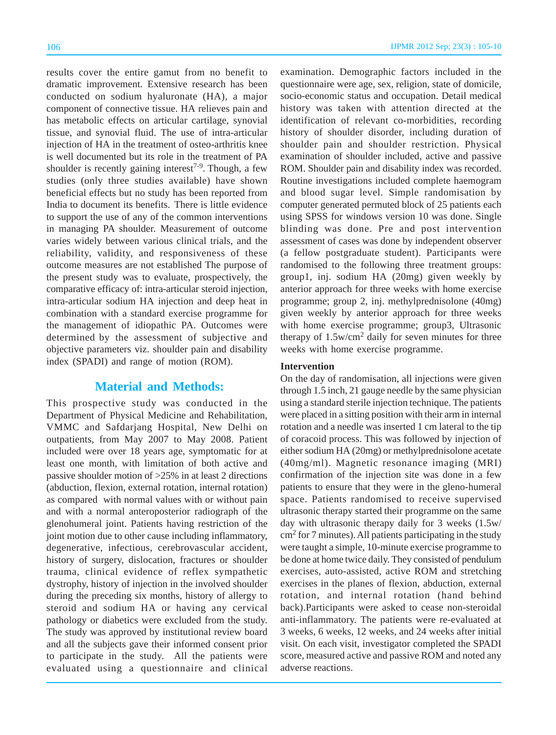results cover the entire gamut from no benefit to dramatic improvement. Extensive research has been conducted on sodium hyaluronate (HA), a major component of connective tissue. HA relieves pain and has metabolic effects on articular cartilage, synovial tissue, and synovial fluid. The use of intra-articular injection of HA in the treatment of osteo-arthritis knee is well documented but its role in the treatment of PA shoulder is recently gaining interest[7-9]. Though, a few studies (only three studies available) have shown beneficial effects but no study has been reported from India to document its benefits. There is little evidence to support the use of any of the common interventions in managing PA shoulder. Measurement of outcome varies widely between various clinical trials, and the reliability, validity, and responsiveness of these outcome measures are not established The purpose of the present study was to evaluate, prospectively, the comparative efficacy of: intra-articular steroid injection, intra-articular sodium HA injection and deep heat in combination with a standard exercise programme for the management of idiopathic PA. Outcomes were determined by the assessment of subjective and objective parameters viz. shoulder pain and disability index (SPADI) and range of motion (ROM).

## Material and Methods:

This prospective study was conducted in the Department of Physical Medicine and Rehabilitation, VMMC and Safdarjang Hospital, New Delhi on outpatients, from May 2007 to May 2008. Patient included were over 18 years age, symptomatic for at least one month, with limitation of both active and passive shoulder motion of >25% in at least 2 directions (abduction, flexion, external rotation, internal rotation) as compared with normal values with or without pain and with a normal anteroposterior radiograph of the glenohumeral joint. Patients having restriction of the joint motion due to other cause including inflammatory, degenerative, infectious, cerebrovascular accident, history of surgery, dislocation, fractures or shoulder trauma, clinical evidence of reflex sympathetic dystrophy, history of injection in the involved shoulder during the preceding six months, history of allergy to steroid and sodium HA or having any cervical pathology or diabetics were excluded from the study. The study was approved by institutional review board and all the subjects gave their informed consent prior to participate in the study. All the patients were evaluated using a questionnaire and clinical examination. Demographic factors included in the questionnaire were age, sex, religion, state of domicile, socio-economic status and occupation. Detail medical history was taken with attention directed at the identification of relevant co-morbidities, recording history of shoulder disorder, including duration of shoulder pain and shoulder restriction. Physical examination of shoulder included, active and passive ROM. Shoulder pain and disability index was recorded. Routine investigations included complete haemogram and blood sugar level. Simple randomisation by computer generated permuted block of 25 patients each using SPSS for windows version 10 was done. Single blinding was done. Pre and post intervention assessment of cases was done by independent observer (a fellow postgraduate student). Participants were randomised to the following three treatment groups: group1, inj. sodium HA (20mg) given weekly by anterior approach for three weeks with home exercise programme; group 2, inj. methylprednisolone (40mg) given weekly by anterior approach for three weeks with home exercise programme; group3, Ultrasonic therapy of 1.5w/cm$^2$ daily for seven minutes for three weeks with home exercise programme.

### Intervention

On the day of randomisation, all injections were given through 1.5 inch, 21 gauge needle by the same physician using a standard sterile injection technique. The patients were placed in a sitting position with their arm in internal rotation and a needle was inserted 1 cm lateral to the tip of coracoid process. This was followed by injection of either sodium HA (20mg) or methylprednisolone acetate (40mg/ml). Magnetic resonance imaging (MRI) confirmation of the injection site was done in a few patients to ensure that they were in the gleno-humeral space. Patients randomised to receive supervised ultrasonic therapy started their programme on the same day with ultrasonic therapy daily for 3 weeks (1.5w/cm$^2$ for 7 minutes). All patients participating in the study were taught a simple, 10-minute exercise programme to be done at home twice daily. They consisted of pendulum exercises, auto-assisted, active ROM and stretching exercises in the planes of flexion, abduction, external rotation, and internal rotation (hand behind back).Participants were asked to cease non-steroidal anti-inflammatory. The patients were re-evaluated at 3 weeks, 6 weeks, 12 weeks, and 24 weeks after initial visit. On each visit, investigator completed the SPADI score, measured active and passive ROM and noted any adverse reactions.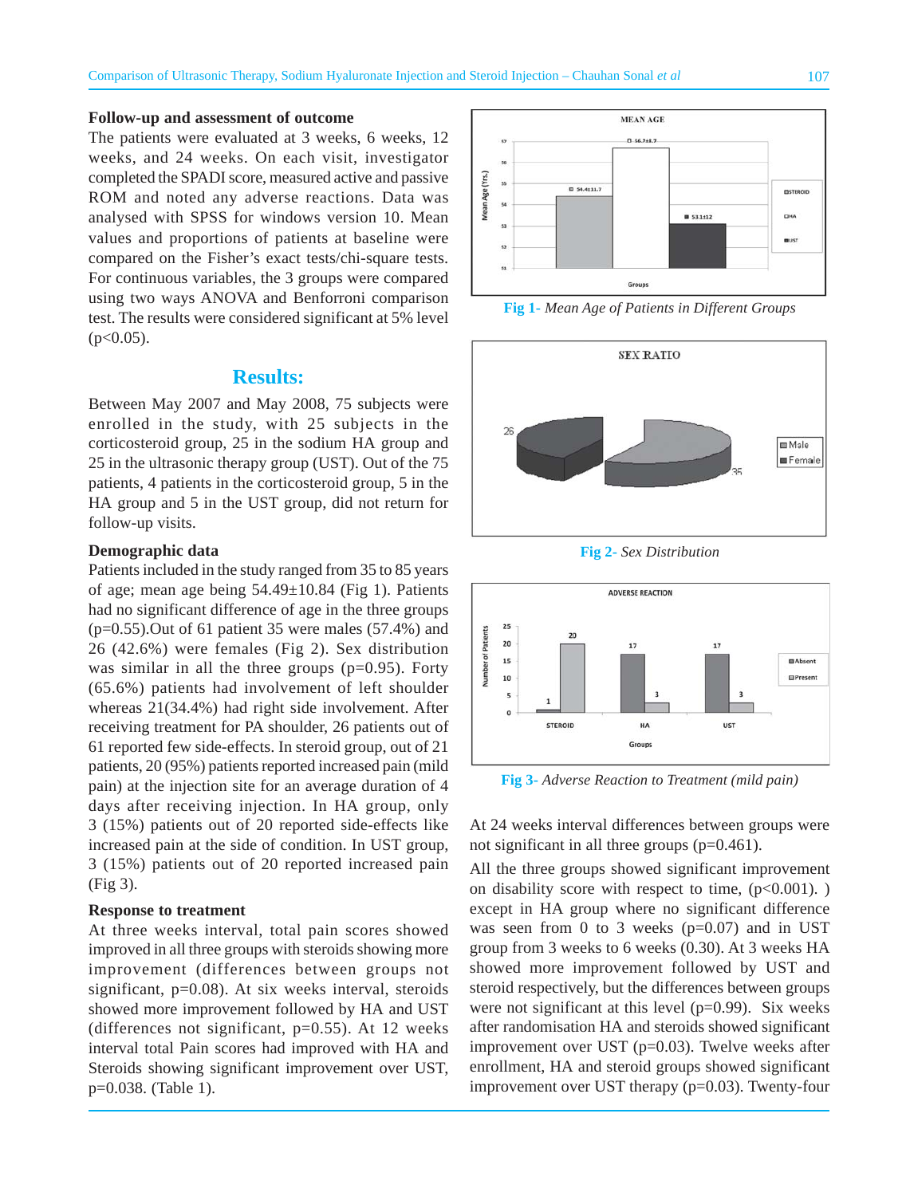### Follow-up and assessment of outcome

The patients were evaluated at 3 weeks, 6 weeks, 12 weeks, and 24 weeks. On each visit, investigator completed the SPADI score, measured active and passive ROM and noted any adverse reactions. Data was analysed with SPSS for windows version 10. Mean values and proportions of patients at baseline were compared on the Fisher's exact tests/chi-square tests. For continuous variables, the 3 groups were compared using two ways ANOVA and Benforroni comparison test. The results were considered significant at 5% level ($p<0.05$).

## Results:

Between May 2007 and May 2008, 75 subjects were enrolled in the study, with 25 subjects in the corticosteroid group, 25 in the sodium HA group and 25 in the ultrasonic therapy group (UST). Out of the 75 patients, 4 patients in the corticosteroid group, 5 in the HA group and 5 in the UST group, did not return for follow-up visits.

### Demographic data

Patients included in the study ranged from 35 to 85 years of age; mean age being 54.49±10.84 (Fig 1). Patients had no significant difference of age in the three groups ($p=0.55$).Out of 61 patient 35 were males (57.4%) and 26 (42.6%) were females (Fig 2). Sex distribution was similar in all the three groups ($p=0.95$). Forty (65.6%) patients had involvement of left shoulder whereas 21(34.4%) had right side involvement. After receiving treatment for PA shoulder, 26 patients out of 61 reported few side-effects. In steroid group, out of 21 patients, 20 (95%) patients reported increased pain (mild pain) at the injection site for an average duration of 4 days after receiving injection. In HA group, only 3 (15%) patients out of 20 reported side-effects like increased pain at the side of condition. In UST group, 3 (15%) patients out of 20 reported increased pain (Fig 3).

**Fig 1-** *Mean Age of Patients in Different Groups*

**Fig 2-** *Sex Distribution*

**Fig 3-** *Adverse Reaction to Treatment (mild pain)*

### Response to treatment

At three weeks interval, total pain scores showed improved in all three groups with steroids showing more improvement (differences between groups not significant, $p=0.08$). At six weeks interval, steroids showed more improvement followed by HA and UST (differences not significant, $p=0.55$). At 12 weeks interval total Pain scores had improved with HA and Steroids showing significant improvement over UST, $p=0.038$. (Table 1).

At 24 weeks interval differences between groups were not significant in all three groups ($p=0.461$).

All the three groups showed significant improvement on disability score with respect to time, ($p<0.001$). ) except in HA group where no significant difference was seen from 0 to 3 weeks ($p=0.07$) and in UST group from 3 weeks to 6 weeks (0.30). At 3 weeks HA showed more improvement followed by UST and steroid respectively, but the differences between groups were not significant at this level ($p=0.99$). Six weeks after randomisation HA and steroids showed significant improvement over UST ($p=0.03$). Twelve weeks after enrollment, HA and steroid groups showed significant improvement over UST therapy ($p=0.03$). Twenty-four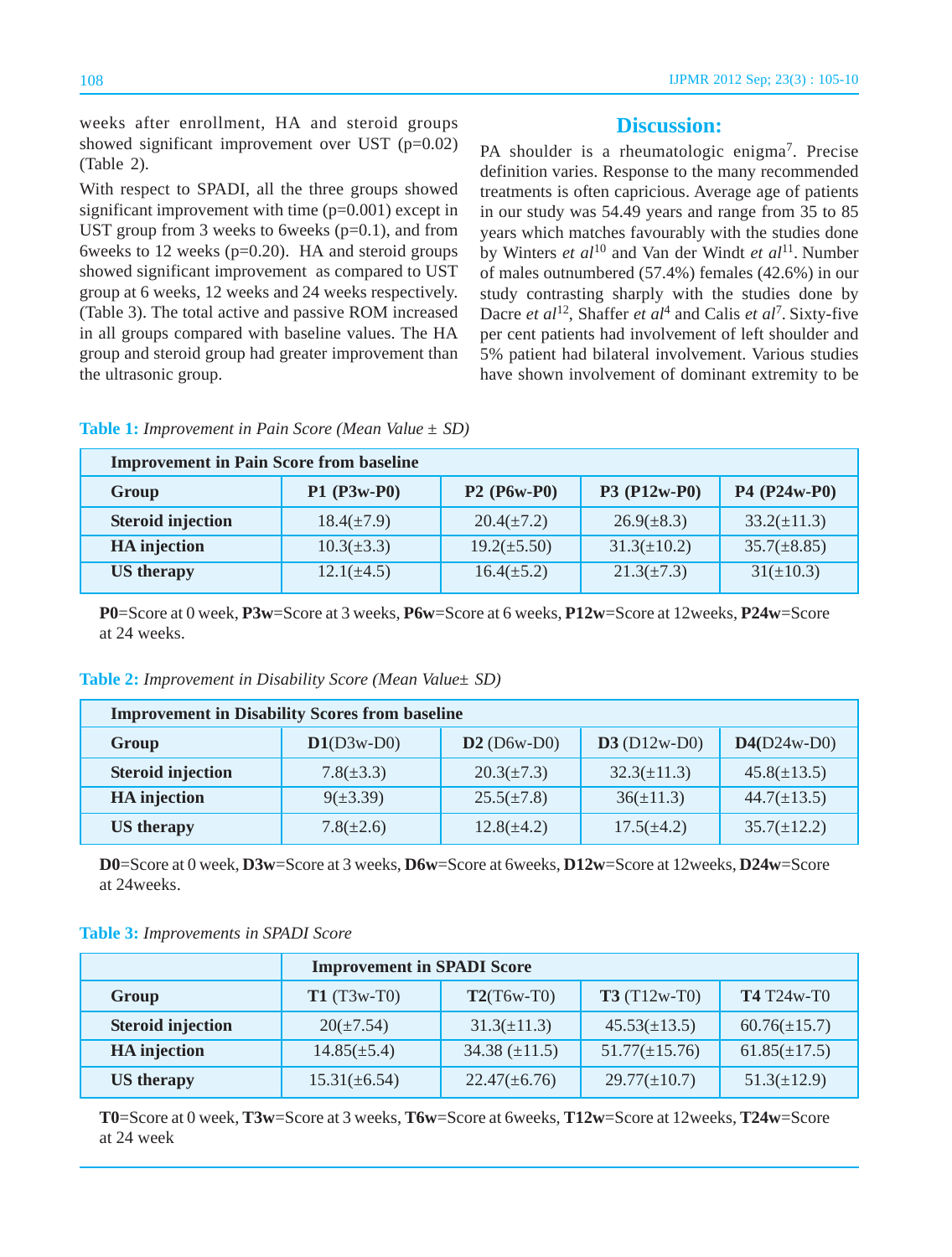weeks after enrollment, HA and steroid groups showed significant improvement over UST (p=0.02) (Table 2).

With respect to SPADI, all the three groups showed significant improvement with time (p=0.001) except in UST group from 3 weeks to 6weeks (p=0.1), and from 6weeks to 12 weeks (p=0.20). HA and steroid groups showed significant improvement as compared to UST group at 6 weeks, 12 weeks and 24 weeks respectively. (Table 3). The total active and passive ROM increased in all groups compared with baseline values. The HA group and steroid group had greater improvement than the ultrasonic group.

## Discussion:

PA shoulder is a rheumatologic enigma[7]. Precise definition varies. Response to the many recommended treatments is often capricious. Average age of patients in our study was 54.49 years and range from 35 to 85 years which matches favourably with the studies done by Winters *et al*[10] and Van der Windt *et al*[11]. Number of males outnumbered (57.4%) females (42.6%) in our study contrasting sharply with the studies done by Dacre *et al*[12], Shaffer *et al*[4] and Calis *et al*[7]. Sixty-five per cent patients had involvement of left shoulder and 5% patient had bilateral involvement. Various studies have shown involvement of dominant extremity to be

**Table 1:** *Improvement in Pain Score (Mean Value ± SD)*

| Improvement in Pain Score from baseline | | | | |
|---|---|---|---|---|
| **Group** | **P1 (P3w-P0)** | **P2 (P6w-P0)** | **P3 (P12w-P0)** | **P4 (P24w-P0)** |
| **Steroid injection** | 18.4(±7.9) | 20.4(±7.2) | 26.9(±8.3) | 33.2(±11.3) |
| **HA injection** | 10.3(±3.3) | 19.2(±5.50) | 31.3(±10.2) | 35.7(±8.85) |
| **US therapy** | 12.1(±4.5) | 16.4(±5.2) | 21.3(±7.3) | 31(±10.3) |

**P0**=Score at 0 week, **P3w**=Score at 3 weeks, **P6w**=Score at 6 weeks, **P12w**=Score at 12weeks, **P24w**=Score at 24 weeks.

**Table 2:** *Improvement in Disability Score (Mean Value± SD)*

| Improvement in Disability Scores from baseline | | | | |
|---|---|---|---|---|
| **Group** | **D1**(D3w-D0) | **D2** (D6w-D0) | **D3** (D12w-D0) | **D4**(D24w-D0) |
| **Steroid injection** | 7.8(±3.3) | 20.3(±7.3) | 32.3(±11.3) | 45.8(±13.5) |
| **HA injection** | 9(±3.39) | 25.5(±7.8) | 36(±11.3) | 44.7(±13.5) |
| **US therapy** | 7.8(±2.6) | 12.8(±4.2) | 17.5(±4.2) | 35.7(±12.2) |

**D0**=Score at 0 week, **D3w**=Score at 3 weeks, **D6w**=Score at 6weeks, **D12w**=Score at 12weeks, **D24w**=Score at 24weeks.

**Table 3:** *Improvements in SPADI Score*

| | Improvement in SPADI Score | | | |
|---|---|---|---|---|
| **Group** | **T1** (T3w-T0) | **T2**(T6w-T0) | **T3** (T12w-T0) | **T4** T24w-T0 |
| **Steroid injection** | 20(±7.54) | 31.3(±11.3) | 45.53(±13.5) | 60.76(±15.7) |
| **HA injection** | 14.85(±5.4) | 34.38 (±11.5) | 51.77(±15.76) | 61.85(±17.5) |
| **US therapy** | 15.31(±6.54) | 22.47(±6.76) | 29.77(±10.7) | 51.3(±12.9) |

**T0**=Score at 0 week, **T3w**=Score at 3 weeks, **T6w**=Score at 6weeks, **T12w**=Score at 12weeks, **T24w**=Score at 24 week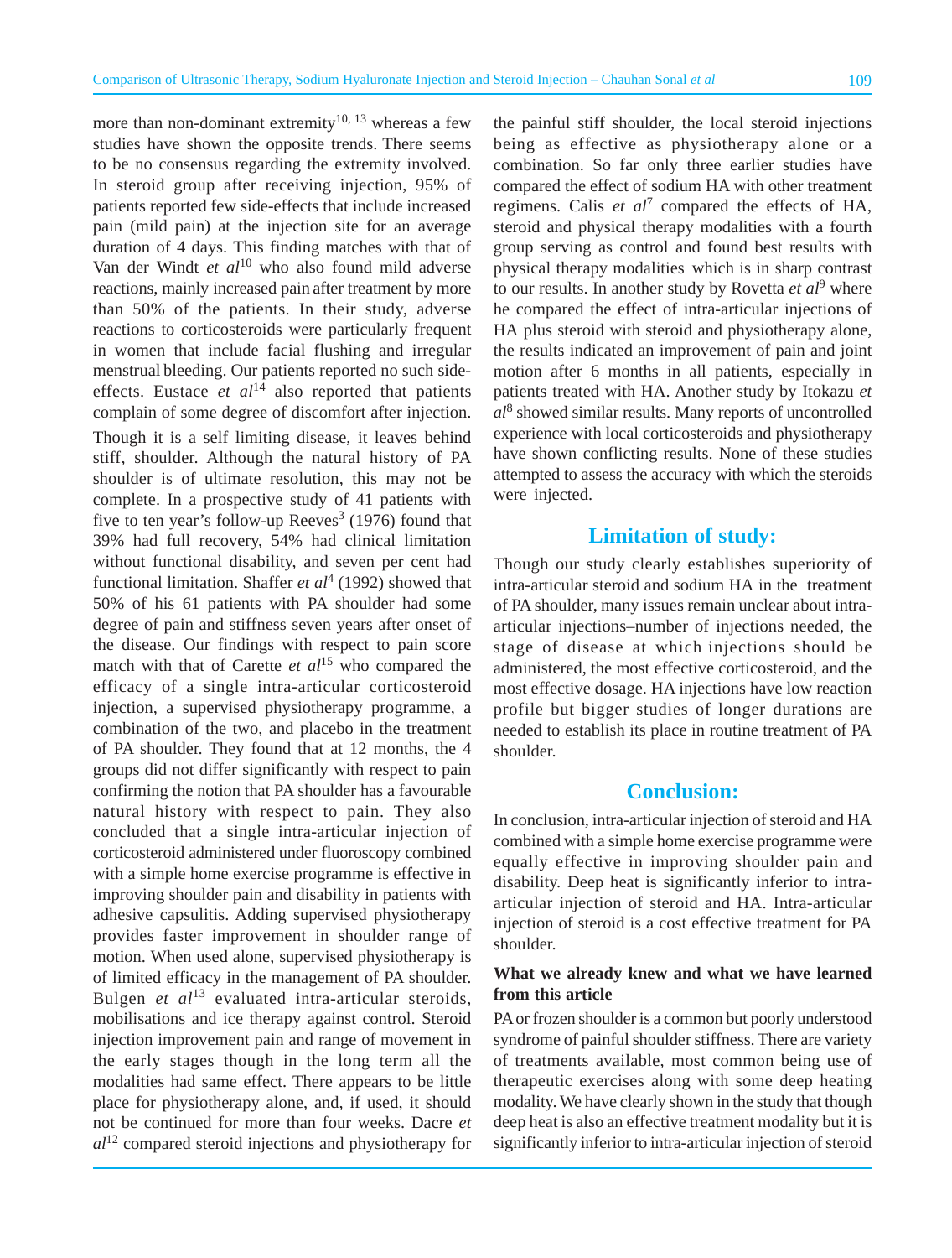more than non-dominant extremity[10, 13] whereas a few studies have shown the opposite trends. There seems to be no consensus regarding the extremity involved. In steroid group after receiving injection, 95% of patients reported few side-effects that include increased pain (mild pain) at the injection site for an average duration of 4 days. This finding matches with that of Van der Windt *et al*[10] who also found mild adverse reactions, mainly increased pain after treatment by more than 50% of the patients. In their study, adverse reactions to corticosteroids were particularly frequent in women that include facial flushing and irregular menstrual bleeding. Our patients reported no such side-effects. Eustace *et al*[14] also reported that patients complain of some degree of discomfort after injection.

Though it is a self limiting disease, it leaves behind stiff, shoulder. Although the natural history of PA shoulder is of ultimate resolution, this may not be complete. In a prospective study of 41 patients with five to ten year's follow-up Reeves[3] (1976) found that 39% had full recovery, 54% had clinical limitation without functional disability, and seven per cent had functional limitation. Shaffer *et al*[4] (1992) showed that 50% of his 61 patients with PA shoulder had some degree of pain and stiffness seven years after onset of the disease. Our findings with respect to pain score match with that of Carette *et al*[15] who compared the efficacy of a single intra-articular corticosteroid injection, a supervised physiotherapy programme, a combination of the two, and placebo in the treatment of PA shoulder. They found that at 12 months, the 4 groups did not differ significantly with respect to pain confirming the notion that PA shoulder has a favourable natural history with respect to pain. They also concluded that a single intra-articular injection of corticosteroid administered under fluoroscopy combined with a simple home exercise programme is effective in improving shoulder pain and disability in patients with adhesive capsulitis. Adding supervised physiotherapy provides faster improvement in shoulder range of motion. When used alone, supervised physiotherapy is of limited efficacy in the management of PA shoulder. Bulgen *et al*[13] evaluated intra-articular steroids, mobilisations and ice therapy against control. Steroid injection improvement pain and range of movement in the early stages though in the long term all the modalities had same effect. There appears to be little place for physiotherapy alone, and, if used, it should not be continued for more than four weeks. Dacre *et al*[12] compared steroid injections and physiotherapy for the painful stiff shoulder, the local steroid injections being as effective as physiotherapy alone or a combination. So far only three earlier studies have compared the effect of sodium HA with other treatment regimens. Calis *et al*[7] compared the effects of HA, steroid and physical therapy modalities with a fourth group serving as control and found best results with physical therapy modalities which is in sharp contrast to our results. In another study by Rovetta *et al*[9] where he compared the effect of intra-articular injections of HA plus steroid with steroid and physiotherapy alone, the results indicated an improvement of pain and joint motion after 6 months in all patients, especially in patients treated with HA. Another study by Itokazu *et al*[8] showed similar results. Many reports of uncontrolled experience with local corticosteroids and physiotherapy have shown conflicting results. None of these studies attempted to assess the accuracy with which the steroids were injected.

## Limitation of study:

Though our study clearly establishes superiority of intra-articular steroid and sodium HA in the treatment of PA shoulder, many issues remain unclear about intra-articular injections–number of injections needed, the stage of disease at which injections should be administered, the most effective corticosteroid, and the most effective dosage. HA injections have low reaction profile but bigger studies of longer durations are needed to establish its place in routine treatment of PA shoulder.

## Conclusion:

In conclusion, intra-articular injection of steroid and HA combined with a simple home exercise programme were equally effective in improving shoulder pain and disability. Deep heat is significantly inferior to intra-articular injection of steroid and HA. Intra-articular injection of steroid is a cost effective treatment for PA shoulder.

### What we already knew and what we have learned from this article

PA or frozen shoulder is a common but poorly understood syndrome of painful shoulder stiffness. There are variety of treatments available, most common being use of therapeutic exercises along with some deep heating modality. We have clearly shown in the study that though deep heat is also an effective treatment modality but it is significantly inferior to intra-articular injection of steroid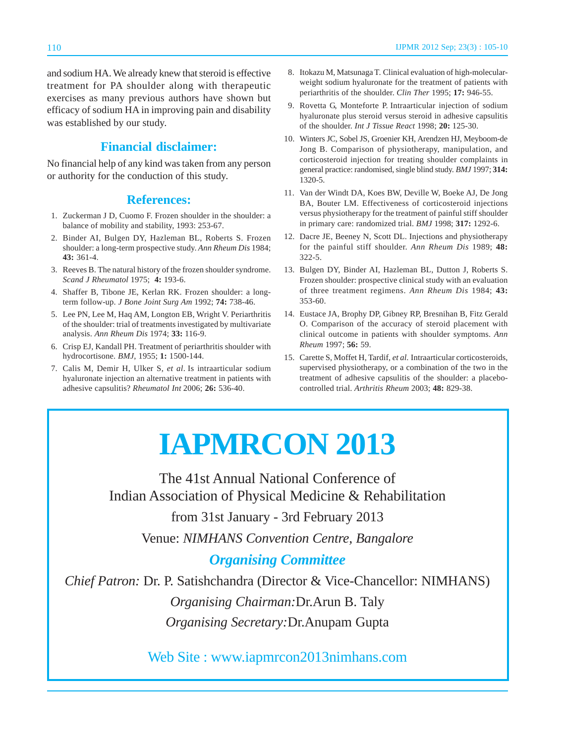and sodium HA. We already knew that steroid is effective treatment for PA shoulder along with therapeutic exercises as many previous authors have shown but efficacy of sodium HA in improving pain and disability was established by our study.

## Financial disclaimer:

No financial help of any kind was taken from any person or authority for the conduction of this study.

## References:

1. Zuckerman J D, Cuomo F. Frozen shoulder in the shoulder: a balance of mobility and stability, 1993: 253-67.
2. Binder AI, Bulgen DY, Hazleman BL, Roberts S. Frozen shoulder: a long-term prospective study. *Ann Rheum Dis* 1984; **43:** 361-4.
3. Reeves B. The natural history of the frozen shoulder syndrome. *Scand J Rheumatol* 1975; **4:** 193-6.
4. Shaffer B, Tibone JE, Kerlan RK. Frozen shoulder: a long-term follow-up. *J Bone Joint Surg Am* 1992; **74:** 738-46.
5. Lee PN, Lee M, Haq AM, Longton EB, Wright V. Periarthritis of the shoulder: trial of treatments investigated by multivariate analysis. *Ann Rheum Dis* 1974; **33:** 116-9.
6. Crisp EJ, Kandall PH. Treatment of periarthritis shoulder with hydrocortisone. *BMJ*, 1955; **1:** 1500-144.
7. Calis M, Demir H, Ulker S, *et al*. Is intraarticular sodium hyaluronate injection an alternative treatment in patients with adhesive capsulitis? *Rheumatol Int* 2006; **26:** 536-40.
8. Itokazu M, Matsunaga T. Clinical evaluation of high-molecular-weight sodium hyaluronate for the treatment of patients with periarthritis of the shoulder. *Clin Ther* 1995; **17:** 946-55.
9. Rovetta G, Monteforte P. Intraarticular injection of sodium hyaluronate plus steroid versus steroid in adhesive capsulitis of the shoulder. *Int J Tissue React* 1998; **20:** 125-30.
10. Winters JC, Sobel JS, Groenier KH, Arendzen HJ, Meyboom-de Jong B. Comparison of physiotherapy, manipulation, and corticosteroid injection for treating shoulder complaints in general practice: randomised, single blind study. *BMJ* 1997; **314:** 1320-5.
11. Van der Windt DA, Koes BW, Deville W, Boeke AJ, De Jong BA, Bouter LM. Effectiveness of corticosteroid injections versus physiotherapy for the treatment of painful stiff shoulder in primary care: randomized trial. *BMJ* 1998; **317:** 1292-6.
12. Dacre JE, Beeney N, Scott DL. Injections and physiotherapy for the painful stiff shoulder. *Ann Rheum Dis* 1989; **48:** 322-5.
13. Bulgen DY, Binder AI, Hazleman BL, Dutton J, Roberts S. Frozen shoulder: prospective clinical study with an evaluation of three treatment regimens. *Ann Rheum Dis* 1984; **43:** 353-60.
14. Eustace JA, Brophy DP, Gibney RP, Bresnihan B, Fitz Gerald O. Comparison of the accuracy of steroid placement with clinical outcome in patients with shoulder symptoms. *Ann Rheum* 1997; **56:** 59.
15. Carette S, Moffet H, Tardif, *et al*. Intraarticular corticosteroids, supervised physiotherapy, or a combination of the two in the treatment of adhesive capsulitis of the shoulder: a placebo-controlled trial. *Arthritis Rheum* 2003; **48:** 829-38.

# IAPMRCON 2013

The 41st Annual National Conference of
Indian Association of Physical Medicine & Rehabilitation

from 31st January - 3rd February 2013

Venue: *NIMHANS Convention Centre, Bangalore*

### *Organising Committee*

*Chief Patron:* Dr. P. Satishchandra (Director & Vice-Chancellor: NIMHANS)

*Organising Chairman:* Dr.Arun B. Taly

*Organising Secretary:* Dr.Anupam Gupta

Web Site : www.iapmrcon2013nimhans.com